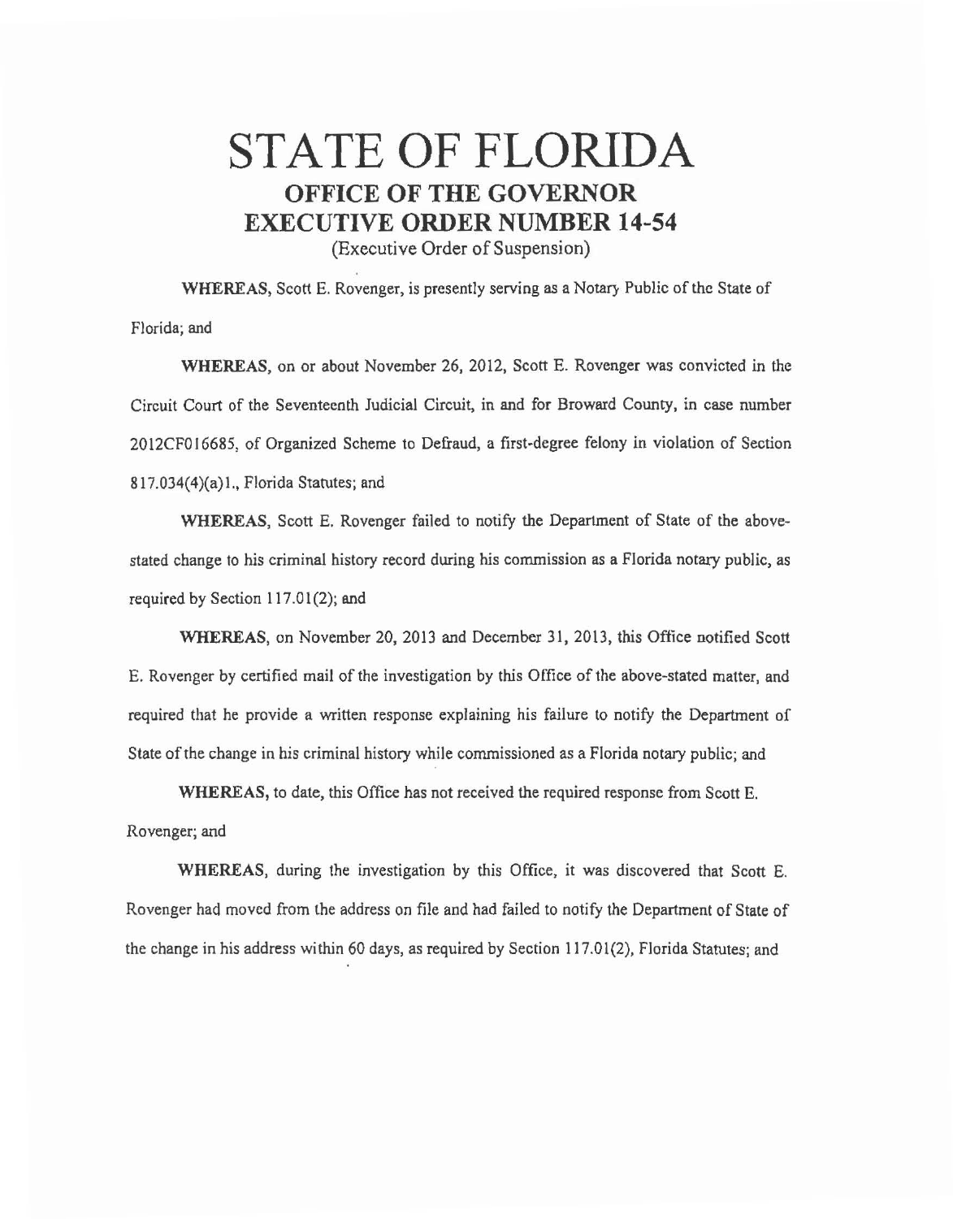# STATE OF FLORIDA

## OFFICE OF THE GOVERNOR

## EXECUTIVE ORDER NUMBER 14-54

(Executive Order of Suspension)

**WHEREAS**, Scott E. Rovenger, is presently serving as a Notary Public of the State of Florida; and

**WHEREAS**, on or about November 26, 2012, Scott E. Rovenger was convicted in the Circuit Court of the Seventeenth Judicial Circuit, in and for Broward County, in case number 2012CF016685, of Organized Scheme to Defraud, a first-degree felony in violation of Section 817.034(4)(a)1., Florida Statutes; and

**WHEREAS**, Scott E. Rovenger failed to notify the Department of State of the above-stated change to his criminal history record during his commission as a Florida notary public, as required by Section 117.01(2); and

**WHEREAS**, on November 20, 2013 and December 31, 2013, this Office notified Scott E. Rovenger by certified mail of the investigation by this Office of the above-stated matter, and required that he provide a written response explaining his failure to notify the Department of State of the change in his criminal history while commissioned as a Florida notary public; and

**WHEREAS**, to date, this Office has not received the required response from Scott E. Rovenger; and

**WHEREAS**, during the investigation by this Office, it was discovered that Scott E. Rovenger had moved from the address on file and had failed to notify the Department of State of the change in his address within 60 days, as required by Section 117.01(2), Florida Statutes; and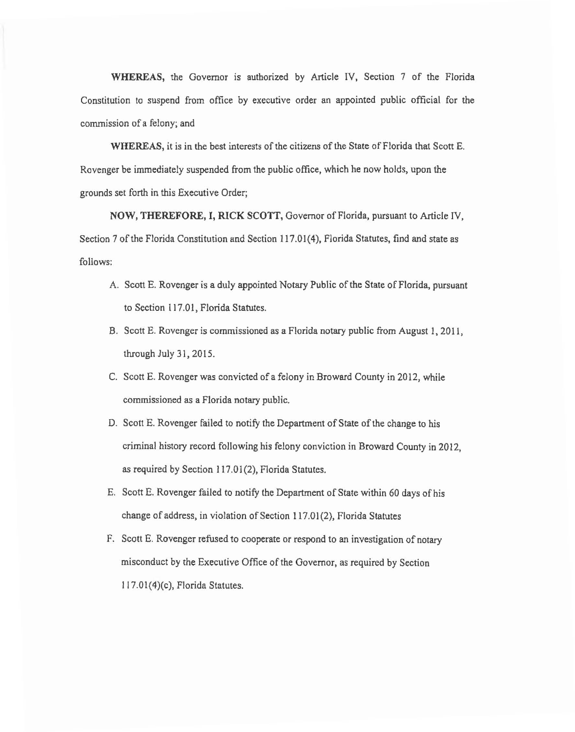**WHEREAS,** the Governor is authorized by Article IV, Section 7 of the Florida Constitution to suspend from office by executive order an appointed public official for the commission of a felony; and

**WHEREAS,** it is in the best interests of the citizens of the State of Florida that Scott E. Rovenger be immediately suspended from the public office, which he now holds, upon the grounds set forth in this Executive Order;

**NOW, THEREFORE, I, RICK SCOTT,** Governor of Florida, pursuant to Article IV, Section 7 of the Florida Constitution and Section 117.01(4), Florida Statutes, find and state as follows:

A. Scott E. Rovenger is a duly appointed Notary Public of the State of Florida, pursuant to Section 117.01, Florida Statutes.

B. Scott E. Rovenger is commissioned as a Florida notary public from August 1, 2011, through July 31, 2015.

C. Scott E. Rovenger was convicted of a felony in Broward County in 2012, while commissioned as a Florida notary public.

D. Scott E. Rovenger failed to notify the Department of State of the change to his criminal history record following his felony conviction in Broward County in 2012, as required by Section 117.01(2), Florida Statutes.

E. Scott E. Rovenger failed to notify the Department of State within 60 days of his change of address, in violation of Section 117.01(2), Florida Statutes

F. Scott E. Rovenger refused to cooperate or respond to an investigation of notary misconduct by the Executive Office of the Governor, as required by Section 117.01(4)(c), Florida Statutes.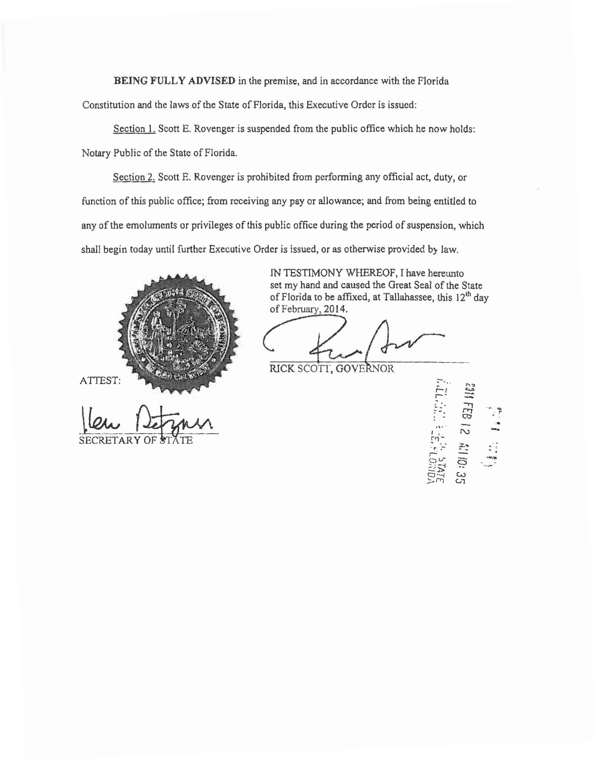**BEING FULLY ADVISED** in the premise, and in accordance with the Florida Constitution and the laws of the State of Florida, this Executive Order is issued:

Section 1. Scott E. Rovenger is suspended from the public office which he now holds: Notary Public of the State of Florida.

Section 2. Scott E. Rovenger is prohibited from performing any official act, duty, or function of this public office; from receiving any pay or allowance; and from being entitled to any of the emoluments or privileges of this public office during the period of suspension, which shall begin today until further Executive Order is issued, or as otherwise provided by law.

IN TESTIMONY WHEREOF, I have hereunto set my hand and caused the Great Seal of the State of Florida to be affixed, at Tallahassee, this 12th day of February, 2014.

RICK SCOTT, GOVERNOR

ATTEST:

SECRETARY OF STATE

2014 FEB 12 AM 10:35